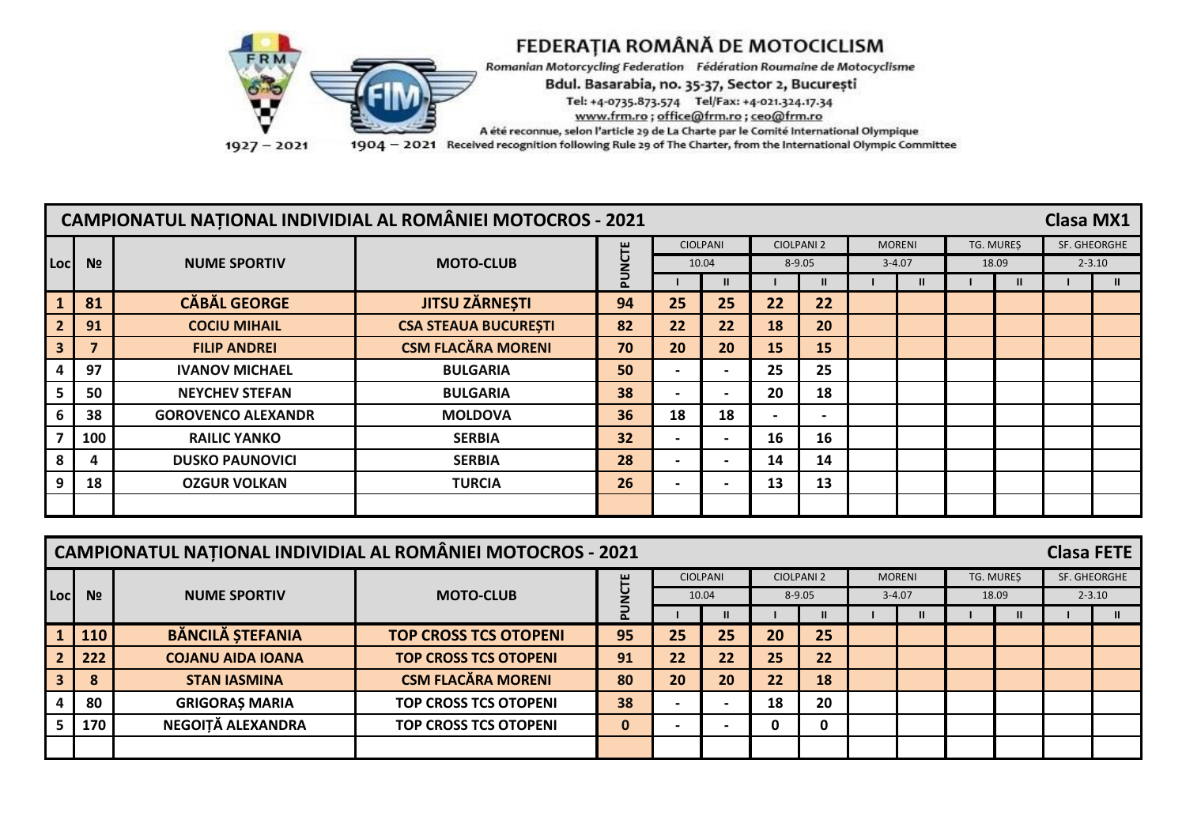# FEDERAȚIA ROMÂNĂ DE MOTOCICLISM

Romanian Motorcycling Federation  Fédération Roumaine de Motocyclisme

Bdul. Basarabia, no. 35-37, Sector 2, București

Tel: +4-0735.873.574  Tel/Fax: +4-021.324.17.34

www.frm.ro ; office@frm.ro ; ceo@frm.ro

A été reconnue, selon l'article 29 de La Charte par le Comité International Olympique

1927 – 2021  1904 – 2021  Received recognition following Rule 29 of The Charter, from the International Olympic Committee

## CAMPIONATUL NAȚIONAL INDIVIDIAL AL ROMÂNIEI MOTOCROS - 2021 — Clasa MX1

| Loc | № | NUME SPORTIV | MOTO-CLUB | PUNCTE | CIOLPANI 10.04 | | CIOLPANI 2 8-9.05 | | MORENI 3-4.07 | | TG. MUREȘ 18.09 | | SF. GHEORGHE 2-3.10 | |
|---|---|---|---|---|---|---|---|---|---|---|---|---|---|---|
| | | | | | I | II | I | II | I | II | I | II | I | II |
| 1 | 81 | CĂBĂL GEORGE | JITSU ZĂRNEȘTI | 94 | 25 | 25 | 22 | 22 | | | | | | |
| 2 | 91 | COCIU MIHAIL | CSA STEAUA BUCUREȘTI | 82 | 22 | 22 | 18 | 20 | | | | | | |
| 3 | 7 | FILIP ANDREI | CSM FLACĂRA MORENI | 70 | 20 | 20 | 15 | 15 | | | | | | |
| 4 | 97 | IVANOV MICHAEL | BULGARIA | 50 | - | - | 25 | 25 | | | | | | |
| 5 | 50 | NEYCHEV STEFAN | BULGARIA | 38 | - | - | 20 | 18 | | | | | | |
| 6 | 38 | GOROVENCO ALEXANDR | MOLDOVA | 36 | 18 | 18 | - | - | | | | | | |
| 7 | 100 | RAILIC YANKO | SERBIA | 32 | - | - | 16 | 16 | | | | | | |
| 8 | 4 | DUSKO PAUNOVICI | SERBIA | 28 | - | - | 14 | 14 | | | | | | |
| 9 | 18 | OZGUR VOLKAN | TURCIA | 26 | - | - | 13 | 13 | | | | | | |
| | | | | | | | | | | | | | | |

## CAMPIONATUL NAȚIONAL INDIVIDIAL AL ROMÂNIEI MOTOCROS - 2021 — Clasa FETE

| Loc | № | NUME SPORTIV | MOTO-CLUB | PUNCTE | CIOLPANI 10.04 | | CIOLPANI 2 8-9.05 | | MORENI 3-4.07 | | TG. MUREȘ 18.09 | | SF. GHEORGHE 2-3.10 | |
|---|---|---|---|---|---|---|---|---|---|---|---|---|---|---|
| | | | | | I | II | I | II | I | II | I | II | I | II |
| 1 | 110 | BĂNCILĂ ȘTEFANIA | TOP CROSS TCS OTOPENI | 95 | 25 | 25 | 20 | 25 | | | | | | |
| 2 | 222 | COJANU AIDA IOANA | TOP CROSS TCS OTOPENI | 91 | 22 | 22 | 25 | 22 | | | | | | |
| 3 | 8 | STAN IASMINA | CSM FLACĂRA MORENI | 80 | 20 | 20 | 22 | 18 | | | | | | |
| 4 | 80 | GRIGORAȘ MARIA | TOP CROSS TCS OTOPENI | 38 | - | - | 18 | 20 | | | | | | |
| 5 | 170 | NEGOIȚĂ ALEXANDRA | TOP CROSS TCS OTOPENI | 0 | - | - | 0 | 0 | | | | | | |
| | | | | | | | | | | | | | | |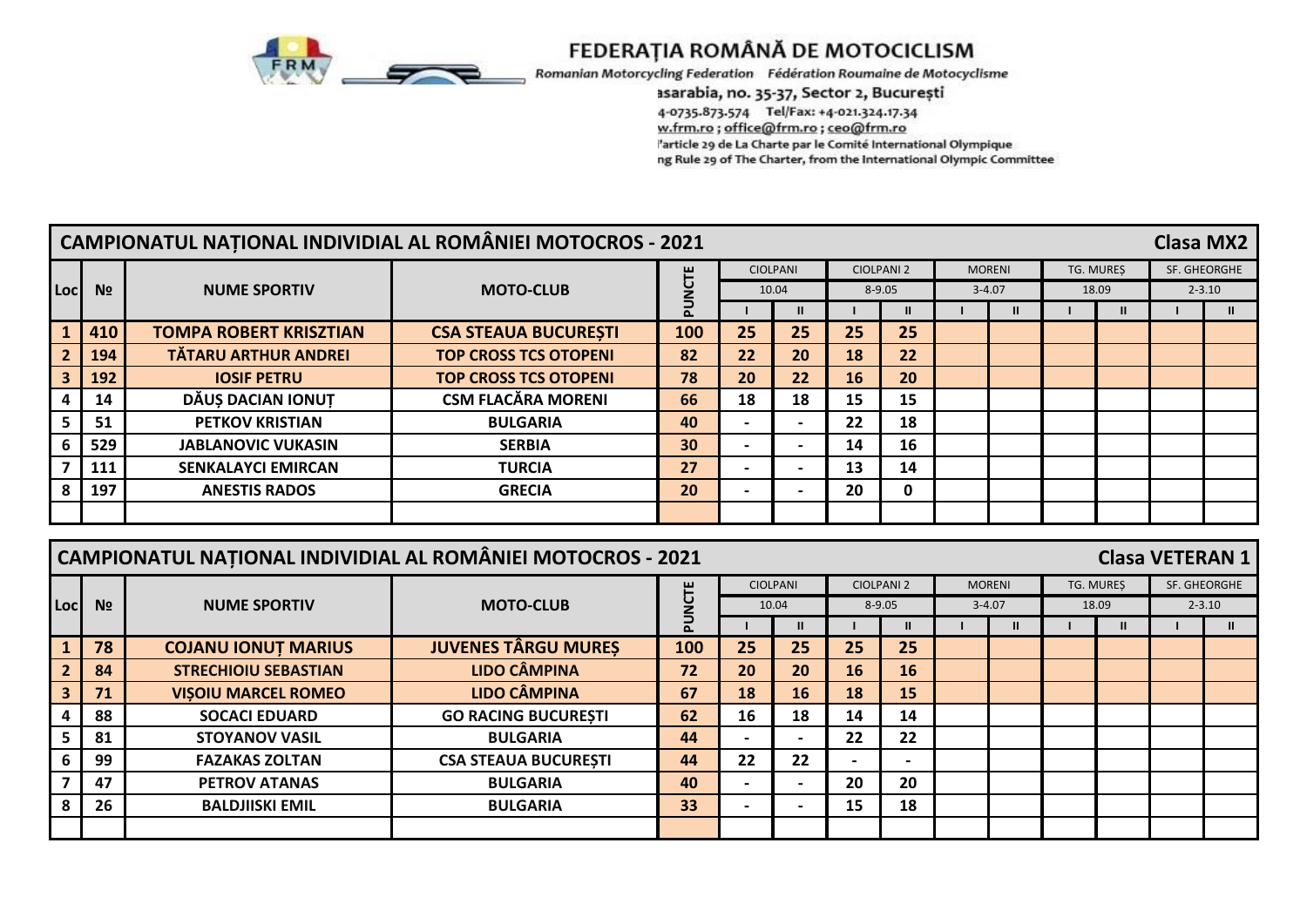# FEDERAȚIA ROMÂNĂ DE MOTOCICLISM

Romanian Motorcycling Federation    Fédération Roumaine de Motocyclisme

ısarabia, no. 35-37, Sector 2, București

4-0735.873.574    Tel/Fax: +4-021.324.17.34

w.frm.ro ; office@frm.ro ; ceo@frm.ro

l'article 29 de La Charte par le Comité International Olympique

ng Rule 29 of The Charter, from the International Olympic Committee

## CAMPIONATUL NAȚIONAL INDIVIDIAL AL ROMÂNIEI MOTOCROS - 2021 — Clasa MX2

| Loc | № | NUME SPORTIV | MOTO-CLUB | PUNCTE | CIOLPANI 10.04 | | CIOLPANI 2 8-9.05 | | MORENI 3-4.07 | | TG. MUREȘ 18.09 | | SF. GHEORGHE 2-3.10 | |
|---|---|---|---|---|---|---|---|---|---|---|---|---|---|---|
| | | | | | I | II | I | II | I | II | I | II | I | II |
| 1 | 410 | TOMPA ROBERT KRISZTIAN | CSA STEAUA BUCUREȘTI | 100 | 25 | 25 | 25 | 25 | | | | | | |
| 2 | 194 | TĂTARU ARTHUR ANDREI | TOP CROSS TCS OTOPENI | 82 | 22 | 20 | 18 | 22 | | | | | | |
| 3 | 192 | IOSIF PETRU | TOP CROSS TCS OTOPENI | 78 | 20 | 22 | 16 | 20 | | | | | | |
| 4 | 14 | DĂUȘ DACIAN IONUȚ | CSM FLACĂRA MORENI | 66 | 18 | 18 | 15 | 15 | | | | | | |
| 5 | 51 | PETKOV KRISTIAN | BULGARIA | 40 | - | - | 22 | 18 | | | | | | |
| 6 | 529 | JABLANOVIC VUKASIN | SERBIA | 30 | - | - | 14 | 16 | | | | | | |
| 7 | 111 | SENKALAYCI EMIRCAN | TURCIA | 27 | - | - | 13 | 14 | | | | | | |
| 8 | 197 | ANESTIS RADOS | GRECIA | 20 | - | - | 20 | 0 | | | | | | |
| | | | | | | | | | | | | | | |

## CAMPIONATUL NAȚIONAL INDIVIDIAL AL ROMÂNIEI MOTOCROS - 2021 — Clasa VETERAN 1

| Loc | № | NUME SPORTIV | MOTO-CLUB | PUNCTE | CIOLPANI 10.04 | | CIOLPANI 2 8-9.05 | | MORENI 3-4.07 | | TG. MUREȘ 18.09 | | SF. GHEORGHE 2-3.10 | |
|---|---|---|---|---|---|---|---|---|---|---|---|---|---|---|
| | | | | | I | II | I | II | I | II | I | II | I | II |
| 1 | 78 | COJANU IONUȚ MARIUS | JUVENES TÂRGU MUREȘ | 100 | 25 | 25 | 25 | 25 | | | | | | |
| 2 | 84 | STRECHIOIU SEBASTIAN | LIDO CÂMPINA | 72 | 20 | 20 | 16 | 16 | | | | | | |
| 3 | 71 | VIȘOIU MARCEL ROMEO | LIDO CÂMPINA | 67 | 18 | 16 | 18 | 15 | | | | | | |
| 4 | 88 | SOCACI EDUARD | GO RACING BUCUREȘTI | 62 | 16 | 18 | 14 | 14 | | | | | | |
| 5 | 81 | STOYANOV VASIL | BULGARIA | 44 | - | - | 22 | 22 | | | | | | |
| 6 | 99 | FAZAKAS ZOLTAN | CSA STEAUA BUCUREȘTI | 44 | 22 | 22 | - | - | | | | | | |
| 7 | 47 | PETROV ATANAS | BULGARIA | 40 | - | - | 20 | 20 | | | | | | |
| 8 | 26 | BALDJIISKI EMIL | BULGARIA | 33 | - | - | 15 | 18 | | | | | | |
| | | | | | | | | | | | | | | |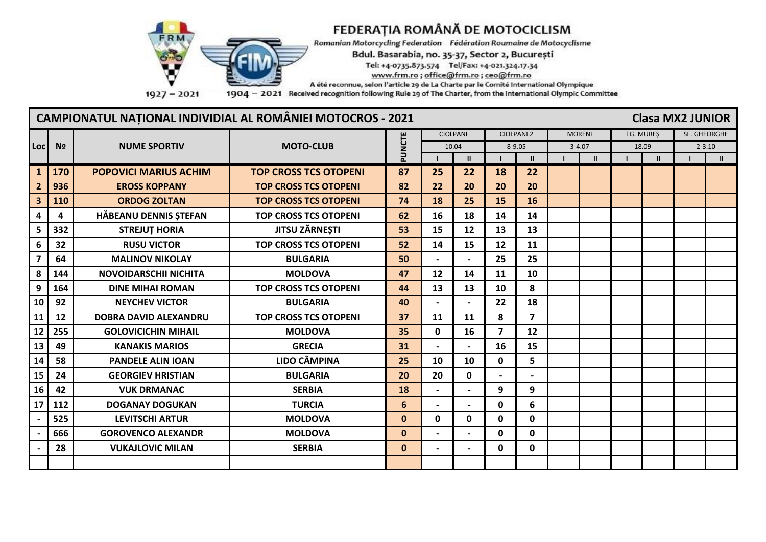# FEDERAȚIA ROMÂNĂ DE MOTOCICLISM

Romanian Motorcycling Federation *Fédération Roumaine de Motocyclisme*

Bdul. Basarabia, no. 35-37, Sector 2, București

Tel: +4-0735.873.574 Tel/Fax: +4-021.324.17.34

www.frm.ro ; office@frm.ro ; ceo@frm.ro

A été reconnue, selon l'article 29 de La Charte par le Comité International Olympique

1927 – 2021 1904 – 2021 Received recognition following Rule 29 of The Charter, from the International Olympic Committee

## CAMPIONATUL NAȚIONAL INDIVIDIAL AL ROMÂNIEI MOTOCROS - 2021 — Clasa MX2 JUNIOR

| Loc | № | NUME SPORTIV | MOTO-CLUB | PUNCTE | CIOLPANI | | CIOLPANI 2 | | MORENI | | TG. MUREȘ | | SF. GHEORGHE | |
|---|---|---|---|---|---|---|---|---|---|---|---|---|---|---|
| | | | | | 10.04 | | 8-9.05 | | 3-4.07 | | 18.09 | | 2-3.10 | |
| | | | | | I | II | I | II | I | II | I | II | I | II |
| **1** | **170** | **POPOVICI MARIUS ACHIM** | **TOP CROSS TCS OTOPENI** | **87** | **25** | **22** | **18** | **22** | | | | | | |
| **2** | **936** | **EROSS KOPPANY** | **TOP CROSS TCS OTOPENI** | **82** | **22** | **20** | **20** | **20** | | | | | | |
| **3** | **110** | **ORDOG ZOLTAN** | **TOP CROSS TCS OTOPENI** | **74** | **18** | **25** | **15** | **16** | | | | | | |
| 4 | 4 | HĂBEANU DENNIS ȘTEFAN | TOP CROSS TCS OTOPENI | 62 | 16 | 18 | 14 | 14 | | | | | | |
| 5 | 332 | STREJUȚ HORIA | JITSU ZĂRNEȘTI | 53 | 15 | 12 | 13 | 13 | | | | | | |
| 6 | 32 | RUSU VICTOR | TOP CROSS TCS OTOPENI | 52 | 14 | 15 | 12 | 11 | | | | | | |
| 7 | 64 | MALINOV NIKOLAY | BULGARIA | 50 | - | - | 25 | 25 | | | | | | |
| 8 | 144 | NOVOIDARSCHII NICHITA | MOLDOVA | 47 | 12 | 14 | 11 | 10 | | | | | | |
| 9 | 164 | DINE MIHAI ROMAN | TOP CROSS TCS OTOPENI | 44 | 13 | 13 | 10 | 8 | | | | | | |
| 10 | 92 | NEYCHEV VICTOR | BULGARIA | 40 | - | - | 22 | 18 | | | | | | |
| 11 | 12 | DOBRA DAVID ALEXANDRU | TOP CROSS TCS OTOPENI | 37 | 11 | 11 | 8 | 7 | | | | | | |
| 12 | 255 | GOLOVICICHIN MIHAIL | MOLDOVA | 35 | 0 | 16 | 7 | 12 | | | | | | |
| 13 | 49 | KANAKIS MARIOS | GRECIA | 31 | - | - | 16 | 15 | | | | | | |
| 14 | 58 | PANDELE ALIN IOAN | LIDO CÂMPINA | 25 | 10 | 10 | 0 | 5 | | | | | | |
| 15 | 24 | GEORGIEV HRISTIAN | BULGARIA | 20 | 20 | 0 | - | - | | | | | | |
| 16 | 42 | VUK DRMANAC | SERBIA | 18 | - | - | 9 | 9 | | | | | | |
| 17 | 112 | DOGANAY DOGUKAN | TURCIA | 6 | - | - | 0 | 6 | | | | | | |
| - | 525 | LEVITSCHI ARTUR | MOLDOVA | 0 | 0 | 0 | 0 | 0 | | | | | | |
| - | 666 | GOROVENCO ALEXANDR | MOLDOVA | 0 | - | - | 0 | 0 | | | | | | |
| - | 28 | VUKAJLOVIC MILAN | SERBIA | 0 | - | - | 0 | 0 | | | | | | |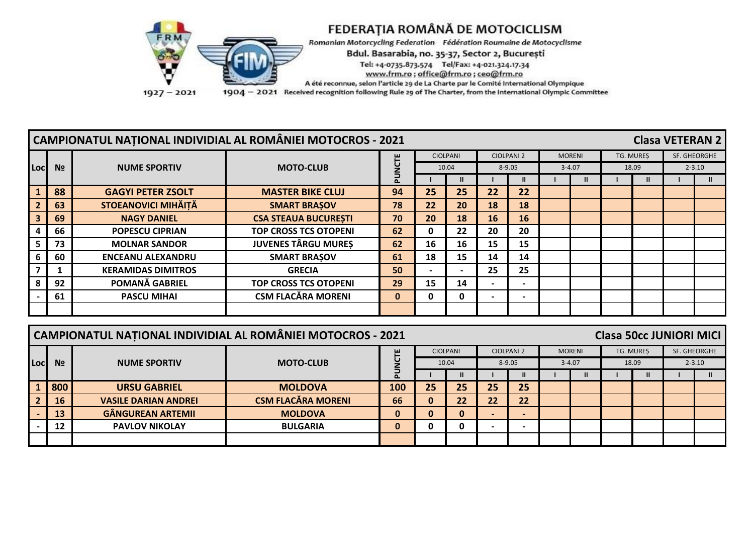# FEDERAȚIA ROMÂNĂ DE MOTOCICLISM

Romanian Motorcycling Federation  Fédération Roumaine de Motocyclisme

Bdul. Basarabia, no. 35-37, Sector 2, București

Tel: +4-0735.873.574  Tel/Fax: +4-021.324.17.34

www.frm.ro ; office@frm.ro ; ceo@frm.ro

A été reconnue, selon l'article 29 de La Charte par le Comité International Olympique

1927 – 2021  1904 – 2021 Received recognition following Rule 29 of The Charter, from the International Olympic Committee

## CAMPIONATUL NAȚIONAL INDIVIDIAL AL ROMÂNIEI MOTOCROS - 2021 — Clasa VETERAN 2

| Loc | № | NUME SPORTIV | MOTO-CLUB | PUNCTE | CIOLPANI 10.04 | | CIOLPANI 2 8-9.05 | | MORENI 3-4.07 | | TG. MUREȘ 18.09 | | SF. GHEORGHE 2-3.10 | |
|---|---|---|---|---|---|---|---|---|---|---|---|---|---|---|
| | | | | | I | II | I | II | I | II | I | II | I | II |
| 1 | 88 | GAGYI PETER ZSOLT | MASTER BIKE CLUJ | 94 | 25 | 25 | 22 | 22 | | | | | | |
| 2 | 63 | STOEANOVICI MIHĂIȚĂ | SMART BRAȘOV | 78 | 22 | 20 | 18 | 18 | | | | | | |
| 3 | 69 | NAGY DANIEL | CSA STEAUA BUCUREȘTI | 70 | 20 | 18 | 16 | 16 | | | | | | |
| 4 | 66 | POPESCU CIPRIAN | TOP CROSS TCS OTOPENI | 62 | 0 | 22 | 20 | 20 | | | | | | |
| 5 | 73 | MOLNAR SANDOR | JUVENES TÂRGU MUREȘ | 62 | 16 | 16 | 15 | 15 | | | | | | |
| 6 | 60 | ENCEANU ALEXANDRU | SMART BRAȘOV | 61 | 18 | 15 | 14 | 14 | | | | | | |
| 7 | 1 | KERAMIDAS DIMITROS | GRECIA | 50 | - | - | 25 | 25 | | | | | | |
| 8 | 92 | POMANĂ GABRIEL | TOP CROSS TCS OTOPENI | 29 | 15 | 14 | - | - | | | | | | |
| - | 61 | PASCU MIHAI | CSM FLACĂRA MORENI | 0 | 0 | 0 | - | - | | | | | | |

## CAMPIONATUL NAȚIONAL INDIVIDIAL AL ROMÂNIEI MOTOCROS - 2021 — Clasa 50cc JUNIORI MICI

| Loc | № | NUME SPORTIV | MOTO-CLUB | PUNCTE | CIOLPANI 10.04 | | CIOLPANI 2 8-9.05 | | MORENI 3-4.07 | | TG. MUREȘ 18.09 | | SF. GHEORGHE 2-3.10 | |
|---|---|---|---|---|---|---|---|---|---|---|---|---|---|---|
| | | | | | I | II | I | II | I | II | I | II | I | II |
| 1 | 800 | URSU GABRIEL | MOLDOVA | 100 | 25 | 25 | 25 | 25 | | | | | | |
| 2 | 16 | VASILE DARIAN ANDREI | CSM FLACĂRA MORENI | 66 | 0 | 22 | 22 | 22 | | | | | | |
| - | 13 | GÂNGUREAN ARTEMII | MOLDOVA | 0 | 0 | 0 | - | - | | | | | | |
| - | 12 | PAVLOV NIKOLAY | BULGARIA | 0 | 0 | 0 | - | - | | | | | | |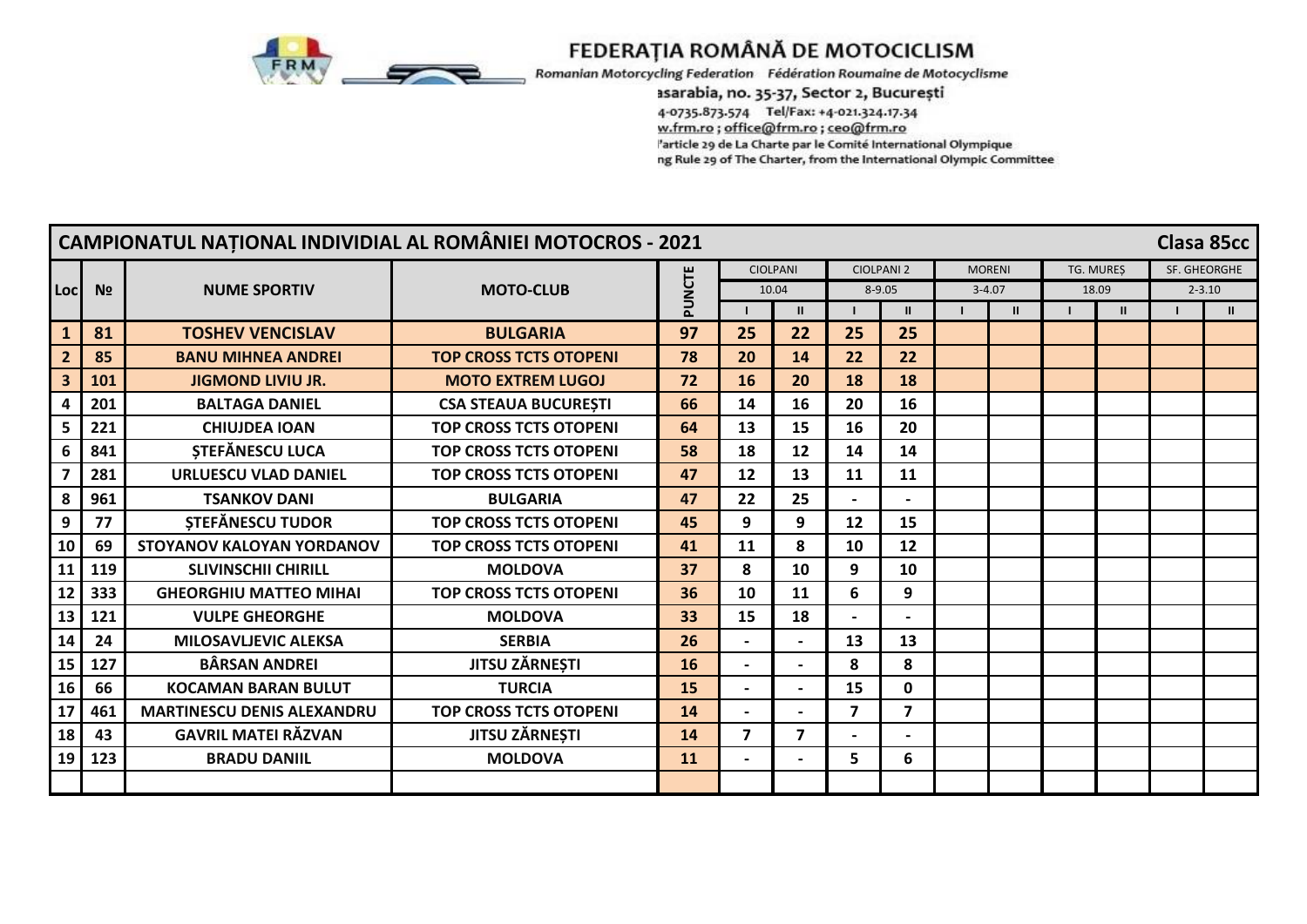# FEDERAȚIA ROMÂNĂ DE MOTOCICLISM

Romanian Motorcycling Federation Fédération Roumaine de Motocyclisme

ısarabia, no. 35-37, Sector 2, București

4-0735.873.574 Tel/Fax: +4-021.324.17.34

w.frm.ro ; office@frm.ro ; ceo@frm.ro

l'article 29 de La Charte par le Comité International Olympique

ng Rule 29 of The Charter, from the International Olympic Committee

## CAMPIONATUL NAȚIONAL INDIVIDIAL AL ROMÂNIEI MOTOCROS - 2021 — Clasa 85cc

| Loc | № | NUME SPORTIV | MOTO-CLUB | PUNCTE | CIOLPANI 10.04 | | CIOLPANI 2 8-9.05 | | MORENI 3-4.07 | | TG. MUREȘ 18.09 | | SF. GHEORGHE 2-3.10 | |
|---|---|---|---|---|---|---|---|---|---|---|---|---|---|---|
| | | | | | I | II | I | II | I | II | I | II | I | II |
| 1 | 81 | TOSHEV VENCISLAV | BULGARIA | 97 | 25 | 22 | 25 | 25 | | | | | | |
| 2 | 85 | BANU MIHNEA ANDREI | TOP CROSS TCTS OTOPENI | 78 | 20 | 14 | 22 | 22 | | | | | | |
| 3 | 101 | JIGMOND LIVIU JR. | MOTO EXTREM LUGOJ | 72 | 16 | 20 | 18 | 18 | | | | | | |
| 4 | 201 | BALTAGA DANIEL | CSA STEAUA BUCUREȘTI | 66 | 14 | 16 | 20 | 16 | | | | | | |
| 5 | 221 | CHIUJDEA IOAN | TOP CROSS TCTS OTOPENI | 64 | 13 | 15 | 16 | 20 | | | | | | |
| 6 | 841 | ȘTEFĂNESCU LUCA | TOP CROSS TCTS OTOPENI | 58 | 18 | 12 | 14 | 14 | | | | | | |
| 7 | 281 | URLUESCU VLAD DANIEL | TOP CROSS TCTS OTOPENI | 47 | 12 | 13 | 11 | 11 | | | | | | |
| 8 | 961 | TSANKOV DANI | BULGARIA | 47 | 22 | 25 | - | - | | | | | | |
| 9 | 77 | ȘTEFĂNESCU TUDOR | TOP CROSS TCTS OTOPENI | 45 | 9 | 9 | 12 | 15 | | | | | | |
| 10 | 69 | STOYANOV KALOYAN YORDANOV | TOP CROSS TCTS OTOPENI | 41 | 11 | 8 | 10 | 12 | | | | | | |
| 11 | 119 | SLIVINSCHII CHIRILL | MOLDOVA | 37 | 8 | 10 | 9 | 10 | | | | | | |
| 12 | 333 | GHEORGHIU MATTEO MIHAI | TOP CROSS TCTS OTOPENI | 36 | 10 | 11 | 6 | 9 | | | | | | |
| 13 | 121 | VULPE GHEORGHE | MOLDOVA | 33 | 15 | 18 | - | - | | | | | | |
| 14 | 24 | MILOSAVLJEVIC ALEKSA | SERBIA | 26 | - | - | 13 | 13 | | | | | | |
| 15 | 127 | BÂRSAN ANDREI | JITSU ZĂRNEȘTI | 16 | - | - | 8 | 8 | | | | | | |
| 16 | 66 | KOCAMAN BARAN BULUT | TURCIA | 15 | - | - | 15 | 0 | | | | | | |
| 17 | 461 | MARTINESCU DENIS ALEXANDRU | TOP CROSS TCTS OTOPENI | 14 | - | - | 7 | 7 | | | | | | |
| 18 | 43 | GAVRIL MATEI RĂZVAN | JITSU ZĂRNEȘTI | 14 | 7 | 7 | - | - | | | | | | |
| 19 | 123 | BRADU DANIIL | MOLDOVA | 11 | - | - | 5 | 6 | | | | | | |
| | | | | | | | | | | | | | | |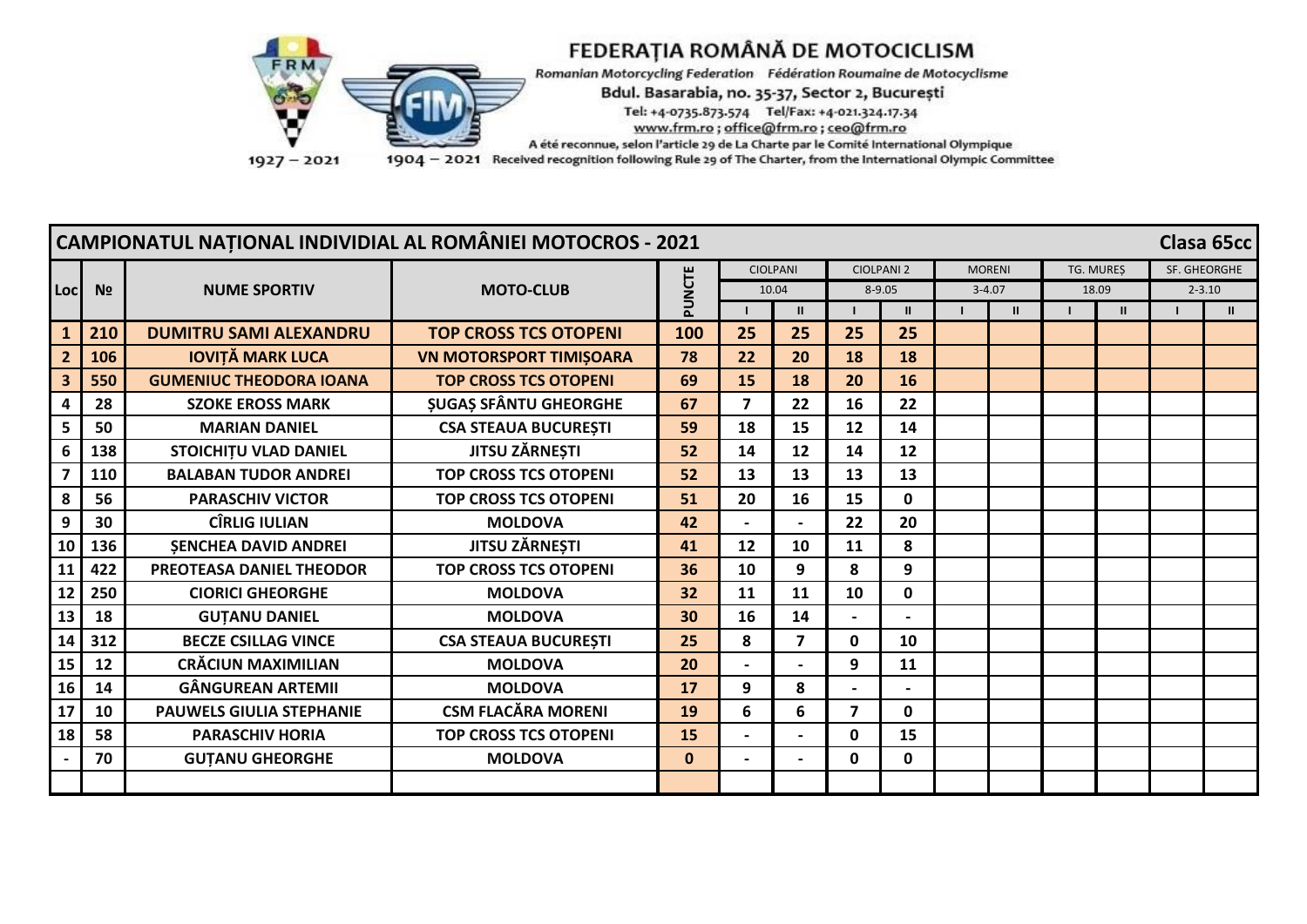# FEDERAȚIA ROMÂNĂ DE MOTOCICLISM

Romanian Motorcycling Federation Fédération Roumaine de Motocyclisme

Bdul. Basarabia, no. 35-37, Sector 2, București

Tel: +4-0735.873.574 Tel/Fax: +4-021.324.17.34

www.frm.ro ; office@frm.ro ; ceo@frm.ro

A été reconnue, selon l'article 29 de La Charte par le Comité International Olympique

1927 – 2021 1904 – 2021 Received recognition following Rule 29 of The Charter, from the International Olympic Committee

## CAMPIONATUL NAȚIONAL INDIVIDIAL AL ROMÂNIEI MOTOCROS - 2021 — Clasa 65cc

| Loc | Nº | NUME SPORTIV | MOTO-CLUB | PUNCTE | CIOLPANI 10.04 | | CIOLPANI 2 8-9.05 | | MORENI 3-4.07 | | TG. MUREȘ 18.09 | | SF. GHEORGHE 2-3.10 | |
|---|---|---|---|---|---|---|---|---|---|---|---|---|---|---|
| | | | | | I | II | I | II | I | II | I | II | I | II |
| 1 | 210 | DUMITRU SAMI ALEXANDRU | TOP CROSS TCS OTOPENI | 100 | 25 | 25 | 25 | 25 | | | | | | |
| 2 | 106 | IOVIȚĂ MARK LUCA | VN MOTORSPORT TIMIȘOARA | 78 | 22 | 20 | 18 | 18 | | | | | | |
| 3 | 550 | GUMENIUC THEODORA IOANA | TOP CROSS TCS OTOPENI | 69 | 15 | 18 | 20 | 16 | | | | | | |
| 4 | 28 | SZOKE EROSS MARK | ȘUGAȘ SFÂNTU GHEORGHE | 67 | 7 | 22 | 16 | 22 | | | | | | |
| 5 | 50 | MARIAN DANIEL | CSA STEAUA BUCUREȘTI | 59 | 18 | 15 | 12 | 14 | | | | | | |
| 6 | 138 | STOICHIȚU VLAD DANIEL | JITSU ZĂRNEȘTI | 52 | 14 | 12 | 14 | 12 | | | | | | |
| 7 | 110 | BALABAN TUDOR ANDREI | TOP CROSS TCS OTOPENI | 52 | 13 | 13 | 13 | 13 | | | | | | |
| 8 | 56 | PARASCHIV VICTOR | TOP CROSS TCS OTOPENI | 51 | 20 | 16 | 15 | 0 | | | | | | |
| 9 | 30 | CÎRLIG IULIAN | MOLDOVA | 42 | - | - | 22 | 20 | | | | | | |
| 10 | 136 | ȘENCHEA DAVID ANDREI | JITSU ZĂRNEȘTI | 41 | 12 | 10 | 11 | 8 | | | | | | |
| 11 | 422 | PREOTEASA DANIEL THEODOR | TOP CROSS TCS OTOPENI | 36 | 10 | 9 | 8 | 9 | | | | | | |
| 12 | 250 | CIORICI GHEORGHE | MOLDOVA | 32 | 11 | 11 | 10 | 0 | | | | | | |
| 13 | 18 | GUȚANU DANIEL | MOLDOVA | 30 | 16 | 14 | - | - | | | | | | |
| 14 | 312 | BECZE CSILLAG VINCE | CSA STEAUA BUCUREȘTI | 25 | 8 | 7 | 0 | 10 | | | | | | |
| 15 | 12 | CRĂCIUN MAXIMILIAN | MOLDOVA | 20 | - | - | 9 | 11 | | | | | | |
| 16 | 14 | GÂNGUREAN ARTEMII | MOLDOVA | 17 | 9 | 8 | - | - | | | | | | |
| 17 | 10 | PAUWELS GIULIA STEPHANIE | CSM FLACĂRA MORENI | 19 | 6 | 6 | 7 | 0 | | | | | | |
| 18 | 58 | PARASCHIV HORIA | TOP CROSS TCS OTOPENI | 15 | - | - | 0 | 15 | | | | | | |
| - | 70 | GUȚANU GHEORGHE | MOLDOVA | 0 | - | - | 0 | 0 | | | | | | |
| | | | | | | | | | | | | | | |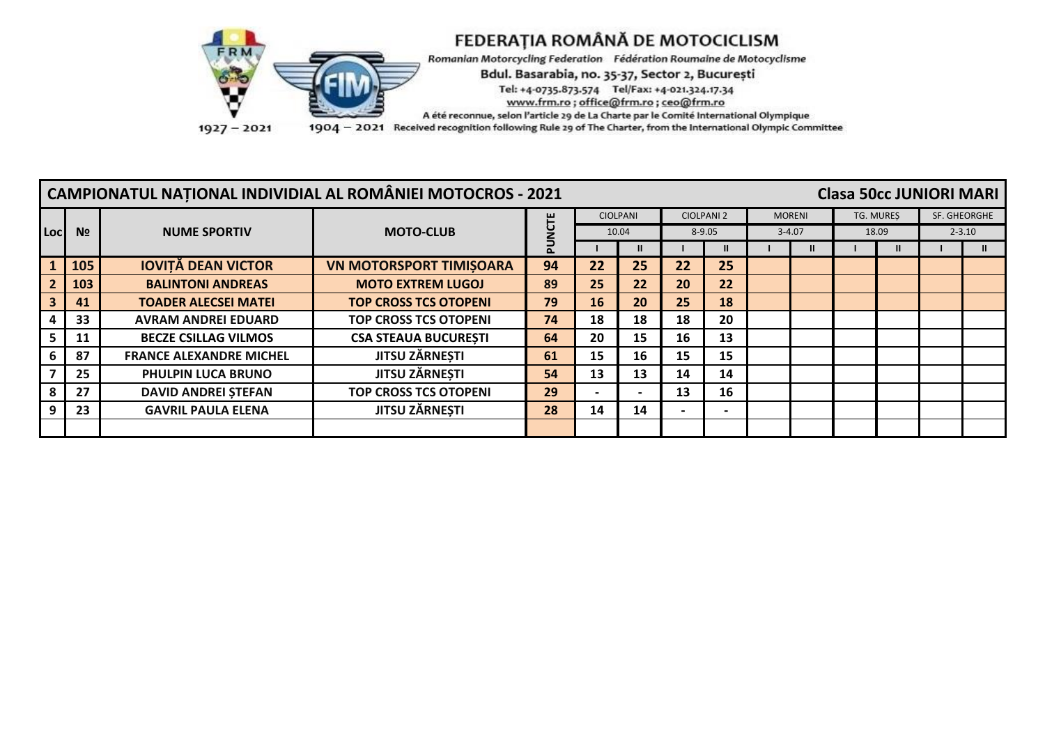# FEDERAȚIA ROMÂNĂ DE MOTOCICLISM

Romanian Motorcycling Federation   Fédération Roumaine de Motocyclisme

Bdul. Basarabia, no. 35-37, Sector 2, București

Tel: +4-0735.873.574   Tel/Fax: +4-021.324.17.34

www.frm.ro ; office@frm.ro ; ceo@frm.ro

A été reconnue, selon l'article 29 de La Charte par le Comité International Olympique

1927 – 2021   1904 – 2021   Received recognition following Rule 29 of The Charter, from the International Olympic Committee

## CAMPIONATUL NAȚIONAL INDIVIDIAL AL ROMÂNIEI MOTOCROS - 2021 — Clasa 50cc JUNIORI MARI

| Loc | № | NUME SPORTIV | MOTO-CLUB | PUNCTE | CIOLPANI 10.04 | | CIOLPANI 2 8-9.05 | | MORENI 3-4.07 | | TG. MUREȘ 18.09 | | SF. GHEORGHE 2-3.10 | |
|---|---|---|---|---|---|---|---|---|---|---|---|---|---|---|
| | | | | | I | II | I | II | I | II | I | II | I | II |
| 1 | 105 | IOVIȚĂ DEAN VICTOR | VN MOTORSPORT TIMIȘOARA | 94 | 22 | 25 | 22 | 25 | | | | | | |
| 2 | 103 | BALINTONI ANDREAS | MOTO EXTREM LUGOJ | 89 | 25 | 22 | 20 | 22 | | | | | | |
| 3 | 41 | TOADER ALECSEI MATEI | TOP CROSS TCS OTOPENI | 79 | 16 | 20 | 25 | 18 | | | | | | |
| 4 | 33 | AVRAM ANDREI EDUARD | TOP CROSS TCS OTOPENI | 74 | 18 | 18 | 18 | 20 | | | | | | |
| 5 | 11 | BECZE CSILLAG VILMOS | CSA STEAUA BUCUREȘTI | 64 | 20 | 15 | 16 | 13 | | | | | | |
| 6 | 87 | FRANCE ALEXANDRE MICHEL | JITSU ZĂRNEȘTI | 61 | 15 | 16 | 15 | 15 | | | | | | |
| 7 | 25 | PHULPIN LUCA BRUNO | JITSU ZĂRNEȘTI | 54 | 13 | 13 | 14 | 14 | | | | | | |
| 8 | 27 | DAVID ANDREI ȘTEFAN | TOP CROSS TCS OTOPENI | 29 | - | - | 13 | 16 | | | | | | |
| 9 | 23 | GAVRIL PAULA ELENA | JITSU ZĂRNEȘTI | 28 | 14 | 14 | - | - | | | | | | |
| | | | | | | | | | | | | | | |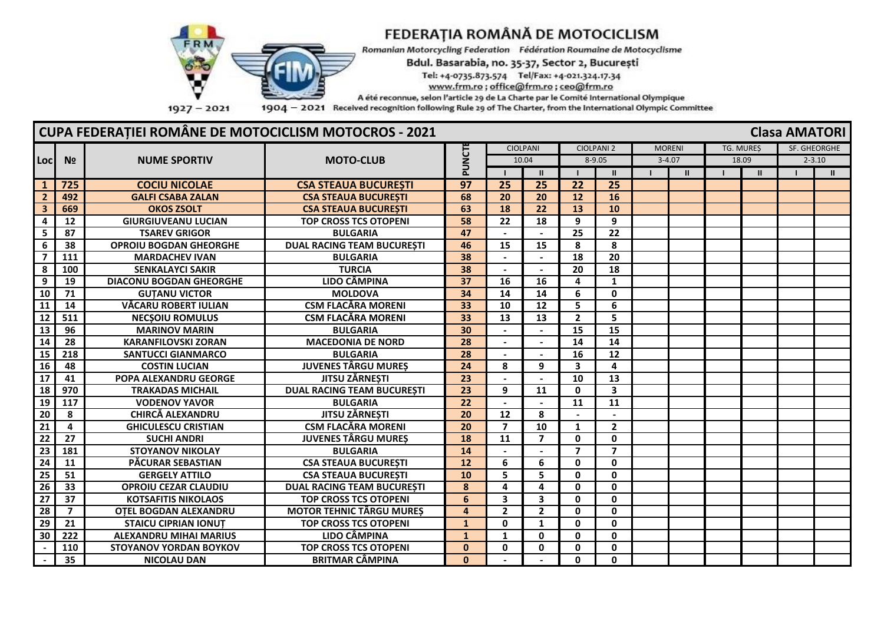# FEDERAȚIA ROMÂNĂ DE MOTOCICLISM

Romanian Motorcycling Federation Fédération Roumaine de Motocyclisme

Bdul. Basarabia, no. 35-37, Sector 2, București

Tel: +4-0735.873.574 Tel/Fax: +4-021.324.17.34

www.frm.ro ; office@frm.ro ; ceo@frm.ro

A été reconnue, selon l'article 29 de La Charte par le Comité International Olympique

1927 – 2021 1904 – 2021 Received recognition following Rule 29 of The Charter, from the International Olympic Committee

## CUPA FEDERAȚIEI ROMÂNE DE MOTOCICLISM MOTOCROS - 2021 — Clasa AMATORI

| Loc | № | NUME SPORTIV | MOTO-CLUB | PUNCTE | CIOLPANI 10.04 | | CIOLPANI 2 8-9.05 | | MORENI 3-4.07 | | TG. MUREȘ 18.09 | | SF. GHEORGHE 2-3.10 | |
|---|---|---|---|---|---|---|---|---|---|---|---|---|---|---|
| | | | | | I | II | I | II | I | II | I | II | I | II |
| 1 | 725 | COCIU NICOLAE | CSA STEAUA BUCUREȘTI | 97 | 25 | 25 | 22 | 25 | | | | | | |
| 2 | 492 | GALFI CSABA ZALAN | CSA STEAUA BUCUREȘTI | 68 | 20 | 20 | 12 | 16 | | | | | | |
| 3 | 669 | OKOS ZSOLT | CSA STEAUA BUCUREȘTI | 63 | 18 | 22 | 13 | 10 | | | | | | |
| 4 | 12 | GIURGIUVEANU LUCIAN | TOP CROSS TCS OTOPENI | 58 | 22 | 18 | 9 | 9 | | | | | | |
| 5 | 87 | TSAREV GRIGOR | BULGARIA | 47 | - | - | 25 | 22 | | | | | | |
| 6 | 38 | OPROIU BOGDAN GHEORGHE | DUAL RACING TEAM BUCUREȘTI | 46 | 15 | 15 | 8 | 8 | | | | | | |
| 7 | 111 | MARDACHEV IVAN | BULGARIA | 38 | - | - | 18 | 20 | | | | | | |
| 8 | 100 | SENKALAYCI SAKIR | TURCIA | 38 | - | - | 20 | 18 | | | | | | |
| 9 | 19 | DIACONU BOGDAN GHEORGHE | LIDO CÂMPINA | 37 | 16 | 16 | 4 | 1 | | | | | | |
| 10 | 71 | GUȚANU VICTOR | MOLDOVA | 34 | 14 | 14 | 6 | 0 | | | | | | |
| 11 | 14 | VĂCARU ROBERT IULIAN | CSM FLACĂRA MORENI | 33 | 10 | 12 | 5 | 6 | | | | | | |
| 12 | 511 | NECȘOIU ROMULUS | CSM FLACĂRA MORENI | 33 | 13 | 13 | 2 | 5 | | | | | | |
| 13 | 96 | MARINOV MARIN | BULGARIA | 30 | - | - | 15 | 15 | | | | | | |
| 14 | 28 | KARANFILOVSKI ZORAN | MACEDONIA DE NORD | 28 | - | - | 14 | 14 | | | | | | |
| 15 | 218 | SANTUCCI GIANMARCO | BULGARIA | 28 | - | - | 16 | 12 | | | | | | |
| 16 | 48 | COSTIN LUCIAN | JUVENES TÂRGU MUREȘ | 24 | 8 | 9 | 3 | 4 | | | | | | |
| 17 | 41 | POPA ALEXANDRU GEORGE | JITSU ZĂRNEȘTI | 23 | - | - | 10 | 13 | | | | | | |
| 18 | 970 | TRAKADAS MICHAIL | DUAL RACING TEAM BUCUREȘTI | 23 | 9 | 11 | 0 | 3 | | | | | | |
| 19 | 117 | VODENOV YAVOR | BULGARIA | 22 | - | - | 11 | 11 | | | | | | |
| 20 | 8 | CHIRCĂ ALEXANDRU | JITSU ZĂRNEȘTI | 20 | 12 | 8 | - | - | | | | | | |
| 21 | 4 | GHICULESCU CRISTIAN | CSM FLACĂRA MORENI | 20 | 7 | 10 | 1 | 2 | | | | | | |
| 22 | 27 | SUCHI ANDRI | JUVENES TÂRGU MUREȘ | 18 | 11 | 7 | 0 | 0 | | | | | | |
| 23 | 181 | STOYANOV NIKOLAY | BULGARIA | 14 | - | - | 7 | 7 | | | | | | |
| 24 | 11 | PĂCURAR SEBASTIAN | CSA STEAUA BUCUREȘTI | 12 | 6 | 6 | 0 | 0 | | | | | | |
| 25 | 51 | GERGELY ATTILO | CSA STEAUA BUCUREȘTI | 10 | 5 | 5 | 0 | 0 | | | | | | |
| 26 | 33 | OPROIU CEZAR CLAUDIU | DUAL RACING TEAM BUCUREȘTI | 8 | 4 | 4 | 0 | 0 | | | | | | |
| 27 | 37 | KOTSAFITIS NIKOLAOS | TOP CROSS TCS OTOPENI | 6 | 3 | 3 | 0 | 0 | | | | | | |
| 28 | 7 | OȚEL BOGDAN ALEXANDRU | MOTOR TEHNIC TÂRGU MUREȘ | 4 | 2 | 2 | 0 | 0 | | | | | | |
| 29 | 21 | STAICU CIPRIAN IONUȚ | TOP CROSS TCS OTOPENI | 1 | 0 | 1 | 0 | 0 | | | | | | |
| 30 | 222 | ALEXANDRU MIHAI MARIUS | LIDO CÂMPINA | 1 | 1 | 0 | 0 | 0 | | | | | | |
| - | 110 | STOYANOV YORDAN BOYKOV | TOP CROSS TCS OTOPENI | 0 | 0 | 0 | 0 | 0 | | | | | | |
| - | 35 | NICOLAU DAN | BRITMAR CÂMPINA | 0 | - | - | 0 | 0 | | | | | | |